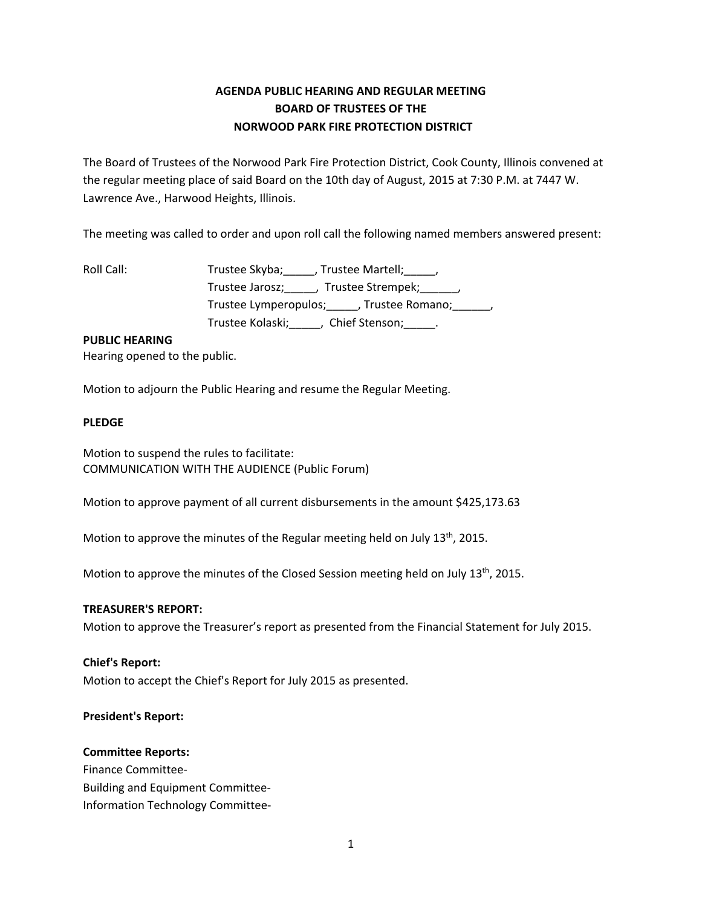# AGENDA PUBLIC HEARING AND REGULAR MEETING
# BOARD OF TRUSTEES OF THE
# NORWOOD PARK FIRE PROTECTION DISTRICT

The Board of Trustees of the Norwood Park Fire Protection District, Cook County, Illinois convened at the regular meeting place of said Board on the 10th day of August, 2015 at 7:30 P.M. at 7447 W. Lawrence Ave., Harwood Heights, Illinois.

The meeting was called to order and upon roll call the following named members answered present:

Roll Call: Trustee Skyba;_____, Trustee Martell;_____,
Trustee Jarosz;_____, Trustee Strempek;______,
Trustee Lymperopulos;_____, Trustee Romano;______,
Trustee Kolaski;_____, Chief Stenson;_____.

**PUBLIC HEARING**

Hearing opened to the public.

Motion to adjourn the Public Hearing and resume the Regular Meeting.

**PLEDGE**

Motion to suspend the rules to facilitate:
COMMUNICATION WITH THE AUDIENCE (Public Forum)

Motion to approve payment of all current disbursements in the amount $425,173.63

Motion to approve the minutes of the Regular meeting held on July 13th, 2015.

Motion to approve the minutes of the Closed Session meeting held on July 13th, 2015.

**TREASURER'S REPORT:**

Motion to approve the Treasurer's report as presented from the Financial Statement for July 2015.

**Chief's Report:**

Motion to accept the Chief's Report for July 2015 as presented.

**President's Report:**

**Committee Reports:**

Finance Committee-
Building and Equipment Committee-
Information Technology Committee-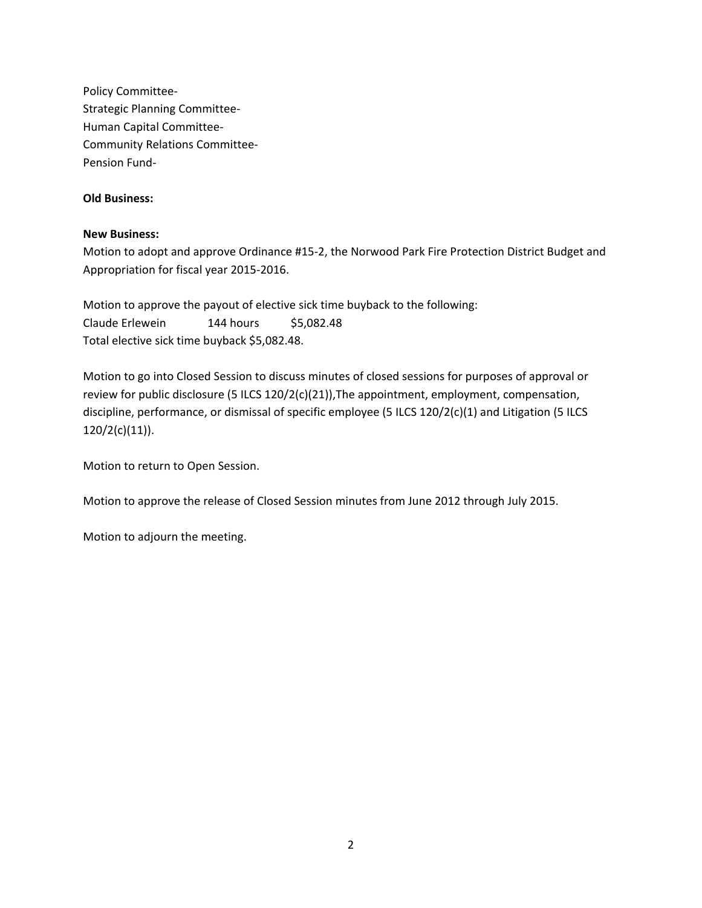Policy Committee-
Strategic Planning Committee-
Human Capital Committee-
Community Relations Committee-
Pension Fund-

**Old Business:**

**New Business:**
Motion to adopt and approve Ordinance #15-2, the Norwood Park Fire Protection District Budget and Appropriation for fiscal year 2015-2016.

Motion to approve the payout of elective sick time buyback to the following:

| | | |
|---|---|---|
| Claude Erlewein | 144 hours | $5,082.48 |

Total elective sick time buyback $5,082.48.

Motion to go into Closed Session to discuss minutes of closed sessions for purposes of approval or review for public disclosure (5 ILCS 120/2(c)(21)),The appointment, employment, compensation, discipline, performance, or dismissal of specific employee (5 ILCS 120/2(c)(1) and Litigation (5 ILCS 120/2(c)(11)).

Motion to return to Open Session.

Motion to approve the release of Closed Session minutes from June 2012 through July 2015.

Motion to adjourn the meeting.